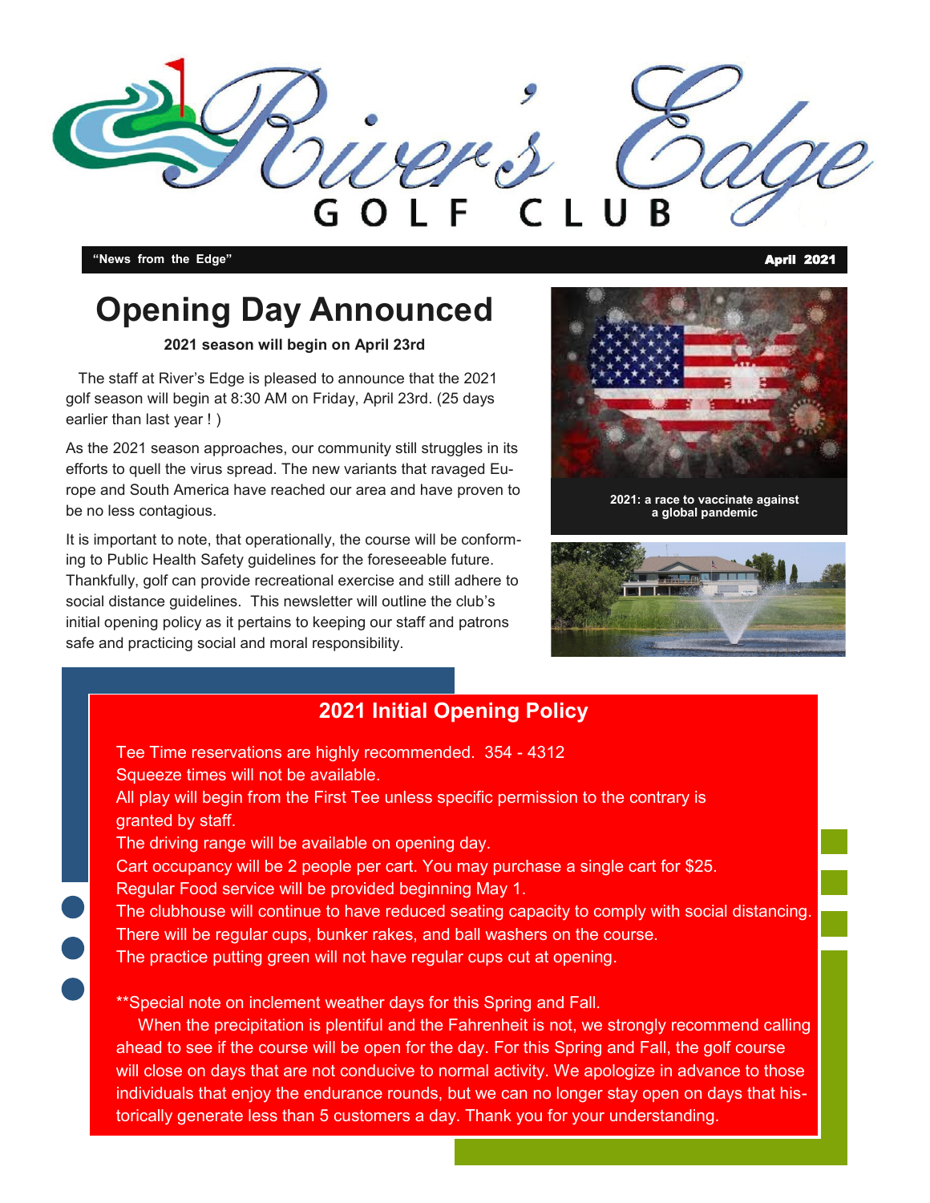# River's Edge GOLF CLUB

**"News from the Edge"** **April 2021**

# Opening Day Announced

**2021 season will begin on April 23rd**

The staff at River's Edge is pleased to announce that the 2021 golf season will begin at 8:30 AM on Friday, April 23rd. (25 days earlier than last year ! )

As the 2021 season approaches, our community still struggles in its efforts to quell the virus spread. The new variants that ravaged Europe and South America have reached our area and have proven to be no less contagious.

It is important to note, that operationally, the course will be conforming to Public Health Safety guidelines for the foreseeable future. Thankfully, golf can provide recreational exercise and still adhere to social distance guidelines. This newsletter will outline the club's initial opening policy as it pertains to keeping our staff and patrons safe and practicing social and moral responsibility.

2021: a race to vaccinate against a global pandemic

## 2021 Initial Opening Policy

Tee Time reservations are highly recommended. 354 - 4312
Squeeze times will not be available.
All play will begin from the First Tee unless specific permission to the contrary is granted by staff.
The driving range will be available on opening day.
Cart occupancy will be 2 people per cart. You may purchase a single cart for $25.
Regular Food service will be provided beginning May 1.
The clubhouse will continue to have reduced seating capacity to comply with social distancing.
There will be regular cups, bunker rakes, and ball washers on the course.
The practice putting green will not have regular cups cut at opening.

**Special note on inclement weather days for this Spring and Fall.

When the precipitation is plentiful and the Fahrenheit is not, we strongly recommend calling ahead to see if the course will be open for the day. For this Spring and Fall, the golf course will close on days that are not conducive to normal activity. We apologize in advance to those individuals that enjoy the endurance rounds, but we can no longer stay open on days that historically generate less than 5 customers a day. Thank you for your understanding.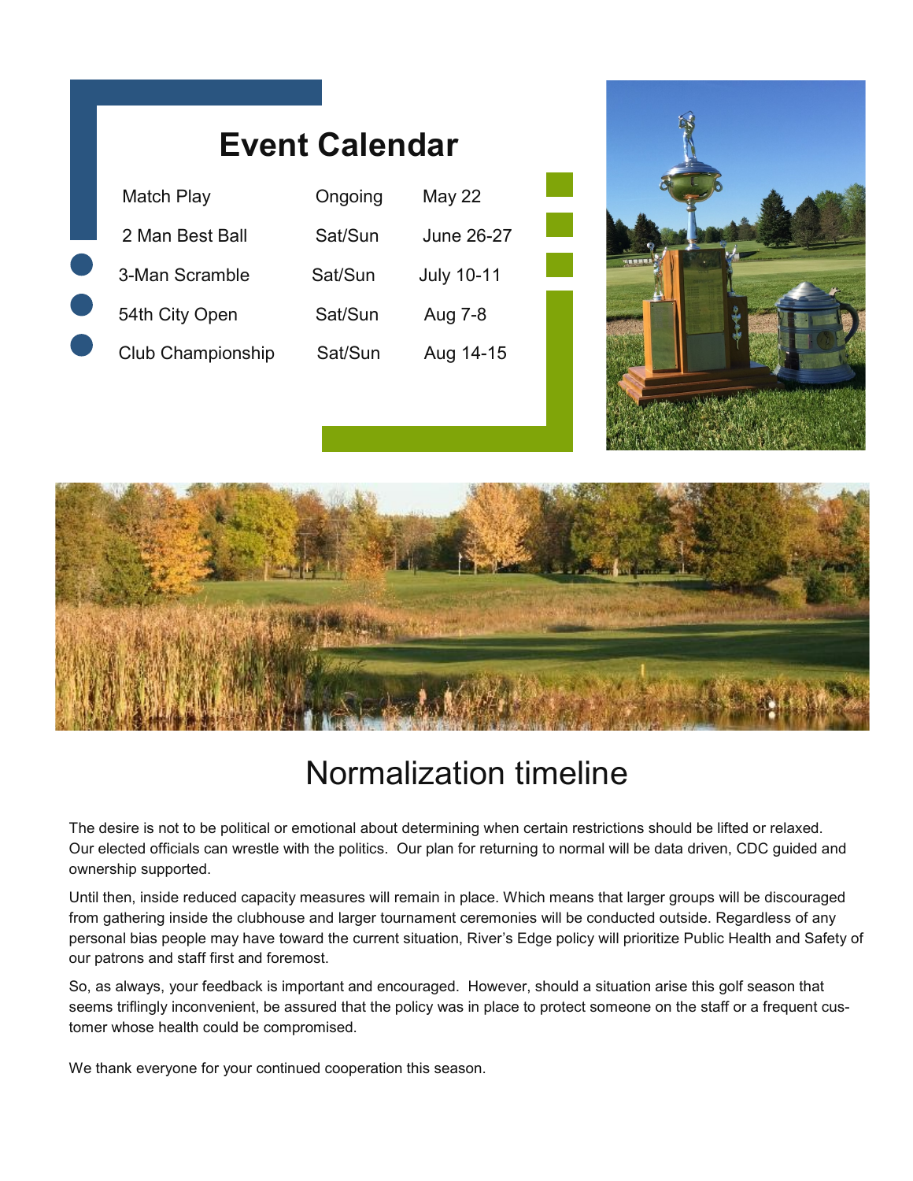# Event Calendar

| Event | Days | Date |
|---|---|---|
| Match Play | Ongoing | May 22 |
| 2 Man Best Ball | Sat/Sun | June 26-27 |
| 3-Man Scramble | Sat/Sun | July 10-11 |
| 54th City Open | Sat/Sun | Aug 7-8 |
| Club Championship | Sat/Sun | Aug 14-15 |

# Normalization timeline

The desire is not to be political or emotional about determining when certain restrictions should be lifted or relaxed. Our elected officials can wrestle with the politics. Our plan for returning to normal will be data driven, CDC guided and ownership supported.

Until then, inside reduced capacity measures will remain in place. Which means that larger groups will be discouraged from gathering inside the clubhouse and larger tournament ceremonies will be conducted outside. Regardless of any personal bias people may have toward the current situation, River's Edge policy will prioritize Public Health and Safety of our patrons and staff first and foremost.

So, as always, your feedback is important and encouraged. However, should a situation arise this golf season that seems triflingly inconvenient, be assured that the policy was in place to protect someone on the staff or a frequent customer whose health could be compromised.

We thank everyone for your continued cooperation this season.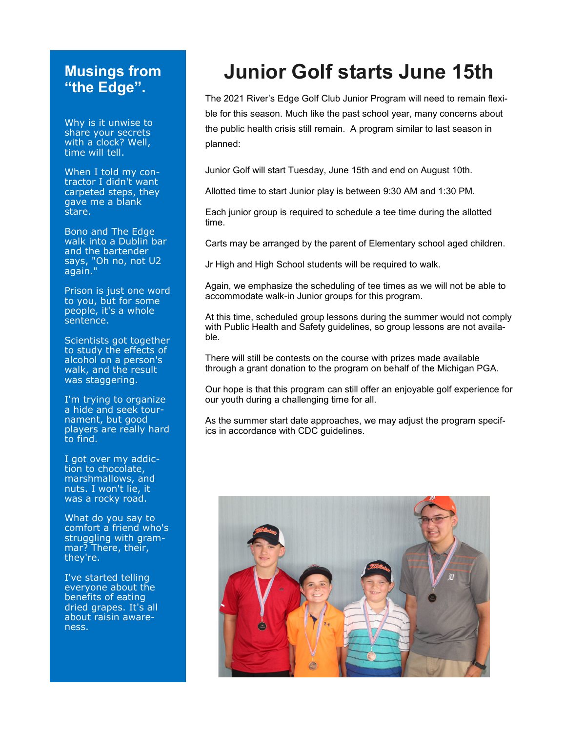## Musings from "the Edge".

Why is it unwise to share your secrets with a clock? Well, time will tell.

When I told my contractor I didn't want carpeted steps, they gave me a blank stare.

Bono and The Edge walk into a Dublin bar and the bartender says, "Oh no, not U2 again."

Prison is just one word to you, but for some people, it's a whole sentence.

Scientists got together to study the effects of alcohol on a person's walk, and the result was staggering.

I'm trying to organize a hide and seek tournament, but good players are really hard to find.

I got over my addiction to chocolate, marshmallows, and nuts. I won't lie, it was a rocky road.

What do you say to comfort a friend who's struggling with grammar? There, their, they're.

I've started telling everyone about the benefits of eating dried grapes. It's all about raisin awareness.

# Junior Golf starts June 15th

The 2021 River's Edge Golf Club Junior Program will need to remain flexible for this season. Much like the past school year, many concerns about the public health crisis still remain. A program similar to last season in planned:

Junior Golf will start Tuesday, June 15th and end on August 10th.

Allotted time to start Junior play is between 9:30 AM and 1:30 PM.

Each junior group is required to schedule a tee time during the allotted time.

Carts may be arranged by the parent of Elementary school aged children.

Jr High and High School students will be required to walk.

Again, we emphasize the scheduling of tee times as we will not be able to accommodate walk-in Junior groups for this program.

At this time, scheduled group lessons during the summer would not comply with Public Health and Safety guidelines, so group lessons are not available.

There will still be contests on the course with prizes made available through a grant donation to the program on behalf of the Michigan PGA.

Our hope is that this program can still offer an enjoyable golf experience for our youth during a challenging time for all.

As the summer start date approaches, we may adjust the program specifics in accordance with CDC guidelines.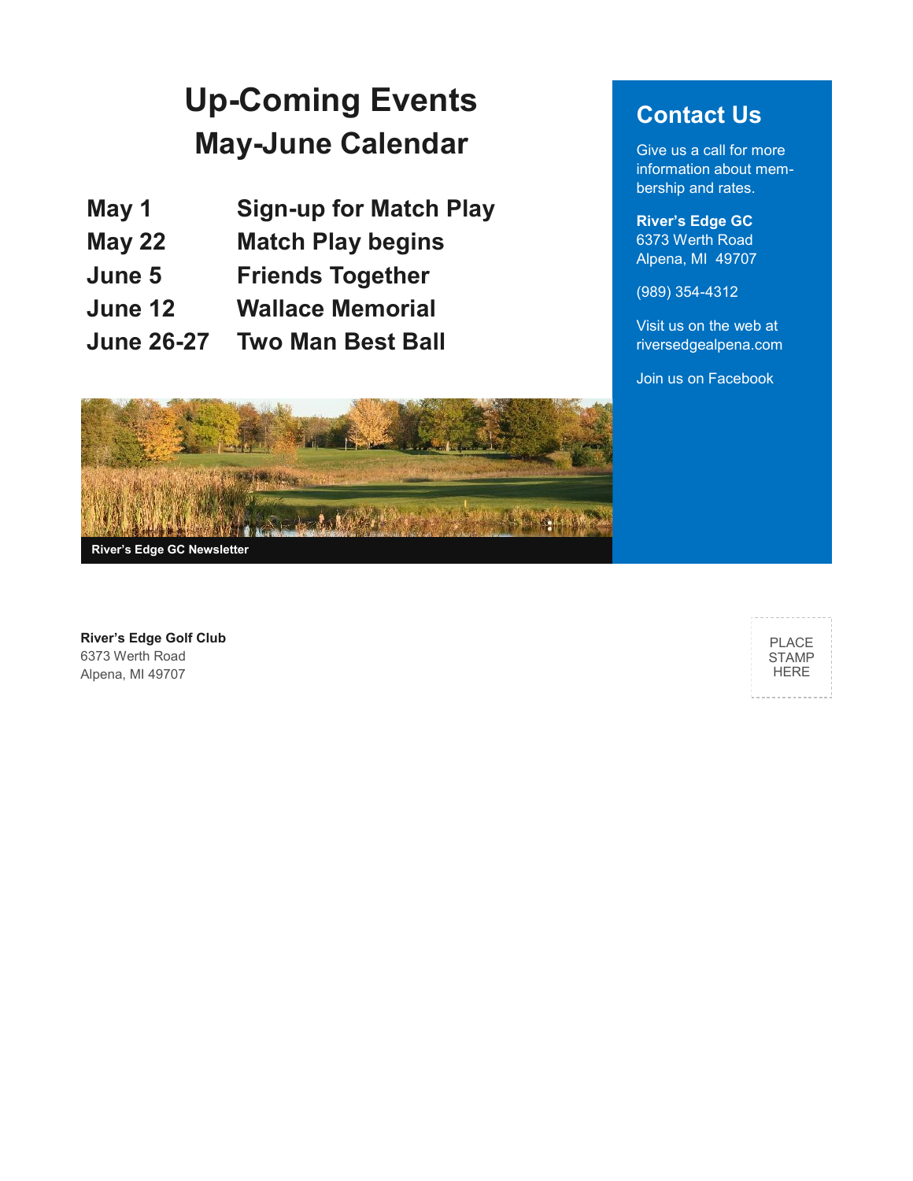# Up-Coming Events

## May-June Calendar

| | |
|---|---|
| **May 1** | **Sign-up for Match Play** |
| **May 22** | **Match Play begins** |
| **June 5** | **Friends Together** |
| **June 12** | **Wallace Memorial** |
| **June 26-27** | **Two Man Best Ball** |

**River's Edge GC Newsletter**

## Contact Us

Give us a call for more information about membership and rates.

**River's Edge GC**
6373 Werth Road
Alpena, MI 49707

(989) 354-4312

Visit us on the web at riversedgealpena.com

Join us on Facebook

**River's Edge Golf Club**
6373 Werth Road
Alpena, MI 49707

PLACE STAMP HERE